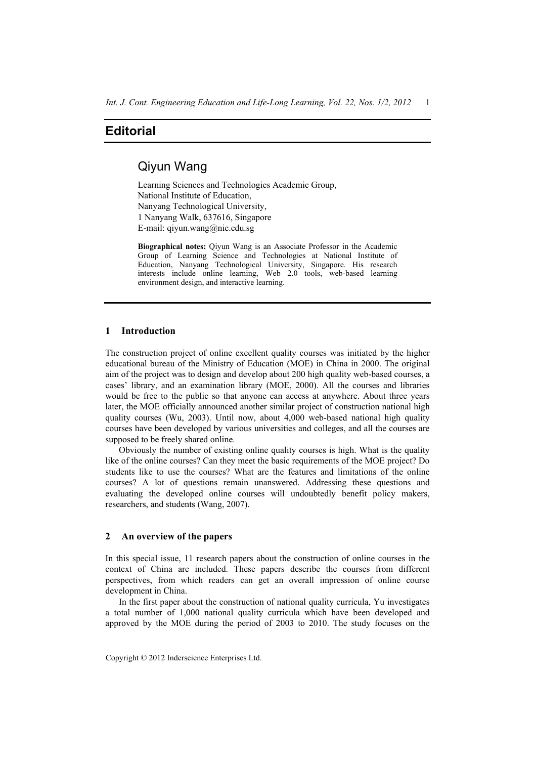# Editorial

## Qiyun Wang

Learning Sciences and Technologies Academic Group,
National Institute of Education,
Nanyang Technological University,
1 Nanyang Walk, 637616, Singapore
E-mail: qiyun.wang@nie.edu.sg

**Biographical notes:** Qiyun Wang is an Associate Professor in the Academic Group of Learning Science and Technologies at National Institute of Education, Nanyang Technological University, Singapore. His research interests include online learning, Web 2.0 tools, web-based learning environment design, and interactive learning.

## 1 Introduction

The construction project of online excellent quality courses was initiated by the higher educational bureau of the Ministry of Education (MOE) in China in 2000. The original aim of the project was to design and develop about 200 high quality web-based courses, a cases' library, and an examination library (MOE, 2000). All the courses and libraries would be free to the public so that anyone can access at anywhere. About three years later, the MOE officially announced another similar project of construction national high quality courses (Wu, 2003). Until now, about 4,000 web-based national high quality courses have been developed by various universities and colleges, and all the courses are supposed to be freely shared online.

Obviously the number of existing online quality courses is high. What is the quality like of the online courses? Can they meet the basic requirements of the MOE project? Do students like to use the courses? What are the features and limitations of the online courses? A lot of questions remain unanswered. Addressing these questions and evaluating the developed online courses will undoubtedly benefit policy makers, researchers, and students (Wang, 2007).

## 2 An overview of the papers

In this special issue, 11 research papers about the construction of online courses in the context of China are included. These papers describe the courses from different perspectives, from which readers can get an overall impression of online course development in China.

In the first paper about the construction of national quality curricula, Yu investigates a total number of 1,000 national quality curricula which have been developed and approved by the MOE during the period of 2003 to 2010. The study focuses on the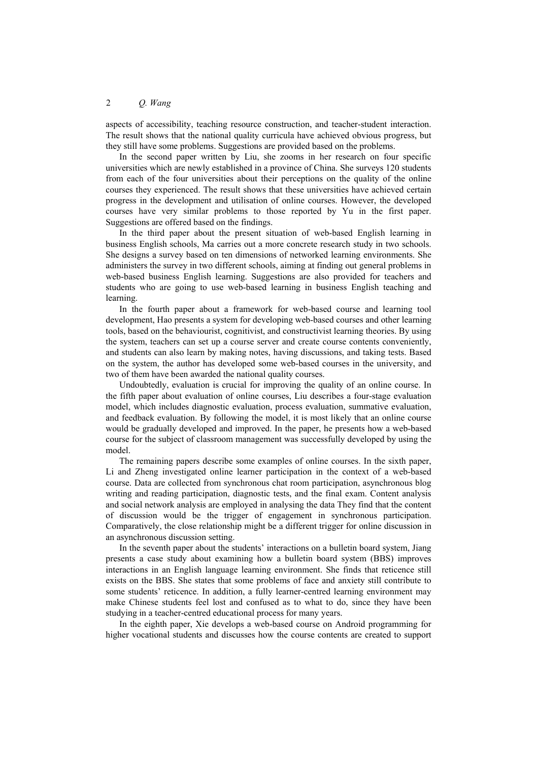aspects of accessibility, teaching resource construction, and teacher-student interaction. The result shows that the national quality curricula have achieved obvious progress, but they still have some problems. Suggestions are provided based on the problems.

In the second paper written by Liu, she zooms in her research on four specific universities which are newly established in a province of China. She surveys 120 students from each of the four universities about their perceptions on the quality of the online courses they experienced. The result shows that these universities have achieved certain progress in the development and utilisation of online courses. However, the developed courses have very similar problems to those reported by Yu in the first paper. Suggestions are offered based on the findings.

In the third paper about the present situation of web-based English learning in business English schools, Ma carries out a more concrete research study in two schools. She designs a survey based on ten dimensions of networked learning environments. She administers the survey in two different schools, aiming at finding out general problems in web-based business English learning. Suggestions are also provided for teachers and students who are going to use web-based learning in business English teaching and learning.

In the fourth paper about a framework for web-based course and learning tool development, Hao presents a system for developing web-based courses and other learning tools, based on the behaviourist, cognitivist, and constructivist learning theories. By using the system, teachers can set up a course server and create course contents conveniently, and students can also learn by making notes, having discussions, and taking tests. Based on the system, the author has developed some web-based courses in the university, and two of them have been awarded the national quality courses.

Undoubtedly, evaluation is crucial for improving the quality of an online course. In the fifth paper about evaluation of online courses, Liu describes a four-stage evaluation model, which includes diagnostic evaluation, process evaluation, summative evaluation, and feedback evaluation. By following the model, it is most likely that an online course would be gradually developed and improved. In the paper, he presents how a web-based course for the subject of classroom management was successfully developed by using the model.

The remaining papers describe some examples of online courses. In the sixth paper, Li and Zheng investigated online learner participation in the context of a web-based course. Data are collected from synchronous chat room participation, asynchronous blog writing and reading participation, diagnostic tests, and the final exam. Content analysis and social network analysis are employed in analysing the data They find that the content of discussion would be the trigger of engagement in synchronous participation. Comparatively, the close relationship might be a different trigger for online discussion in an asynchronous discussion setting.

In the seventh paper about the students' interactions on a bulletin board system, Jiang presents a case study about examining how a bulletin board system (BBS) improves interactions in an English language learning environment. She finds that reticence still exists on the BBS. She states that some problems of face and anxiety still contribute to some students' reticence. In addition, a fully learner-centred learning environment may make Chinese students feel lost and confused as to what to do, since they have been studying in a teacher-centred educational process for many years.

In the eighth paper, Xie develops a web-based course on Android programming for higher vocational students and discusses how the course contents are created to support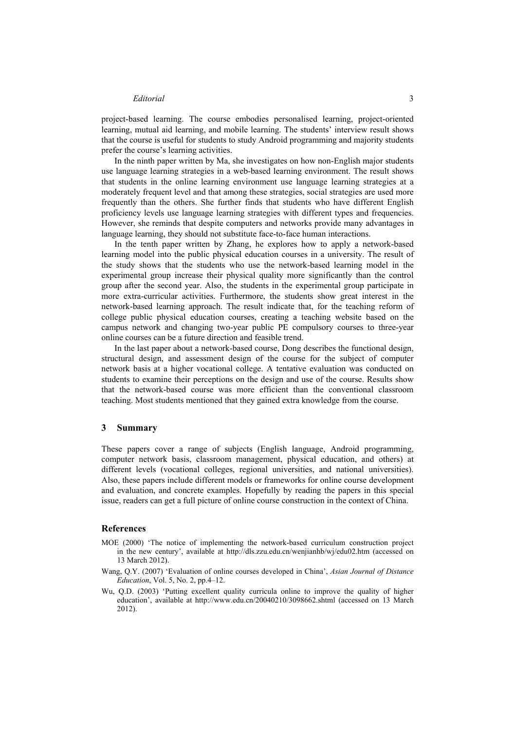project-based learning. The course embodies personalised learning, project-oriented learning, mutual aid learning, and mobile learning. The students' interview result shows that the course is useful for students to study Android programming and majority students prefer the course's learning activities.

In the ninth paper written by Ma, she investigates on how non-English major students use language learning strategies in a web-based learning environment. The result shows that students in the online learning environment use language learning strategies at a moderately frequent level and that among these strategies, social strategies are used more frequently than the others. She further finds that students who have different English proficiency levels use language learning strategies with different types and frequencies. However, she reminds that despite computers and networks provide many advantages in language learning, they should not substitute face-to-face human interactions.

In the tenth paper written by Zhang, he explores how to apply a network-based learning model into the public physical education courses in a university. The result of the study shows that the students who use the network-based learning model in the experimental group increase their physical quality more significantly than the control group after the second year. Also, the students in the experimental group participate in more extra-curricular activities. Furthermore, the students show great interest in the network-based learning approach. The result indicate that, for the teaching reform of college public physical education courses, creating a teaching website based on the campus network and changing two-year public PE compulsory courses to three-year online courses can be a future direction and feasible trend.

In the last paper about a network-based course, Dong describes the functional design, structural design, and assessment design of the course for the subject of computer network basis at a higher vocational college. A tentative evaluation was conducted on students to examine their perceptions on the design and use of the course. Results show that the network-based course was more efficient than the conventional classroom teaching. Most students mentioned that they gained extra knowledge from the course.

## 3 Summary

These papers cover a range of subjects (English language, Android programming, computer network basis, classroom management, physical education, and others) at different levels (vocational colleges, regional universities, and national universities). Also, these papers include different models or frameworks for online course development and evaluation, and concrete examples. Hopefully by reading the papers in this special issue, readers can get a full picture of online course construction in the context of China.

## References

MOE (2000) 'The notice of implementing the network-based curriculum construction project in the new century', available at http://dls.zzu.edu.cn/wenjianhb/wj/edu02.htm (accessed on 13 March 2012).

Wang, Q.Y. (2007) 'Evaluation of online courses developed in China', *Asian Journal of Distance Education*, Vol. 5, No. 2, pp.4–12.

Wu, Q.D. (2003) 'Putting excellent quality curricula online to improve the quality of higher education', available at http://www.edu.cn/20040210/3098662.shtml (accessed on 13 March 2012).